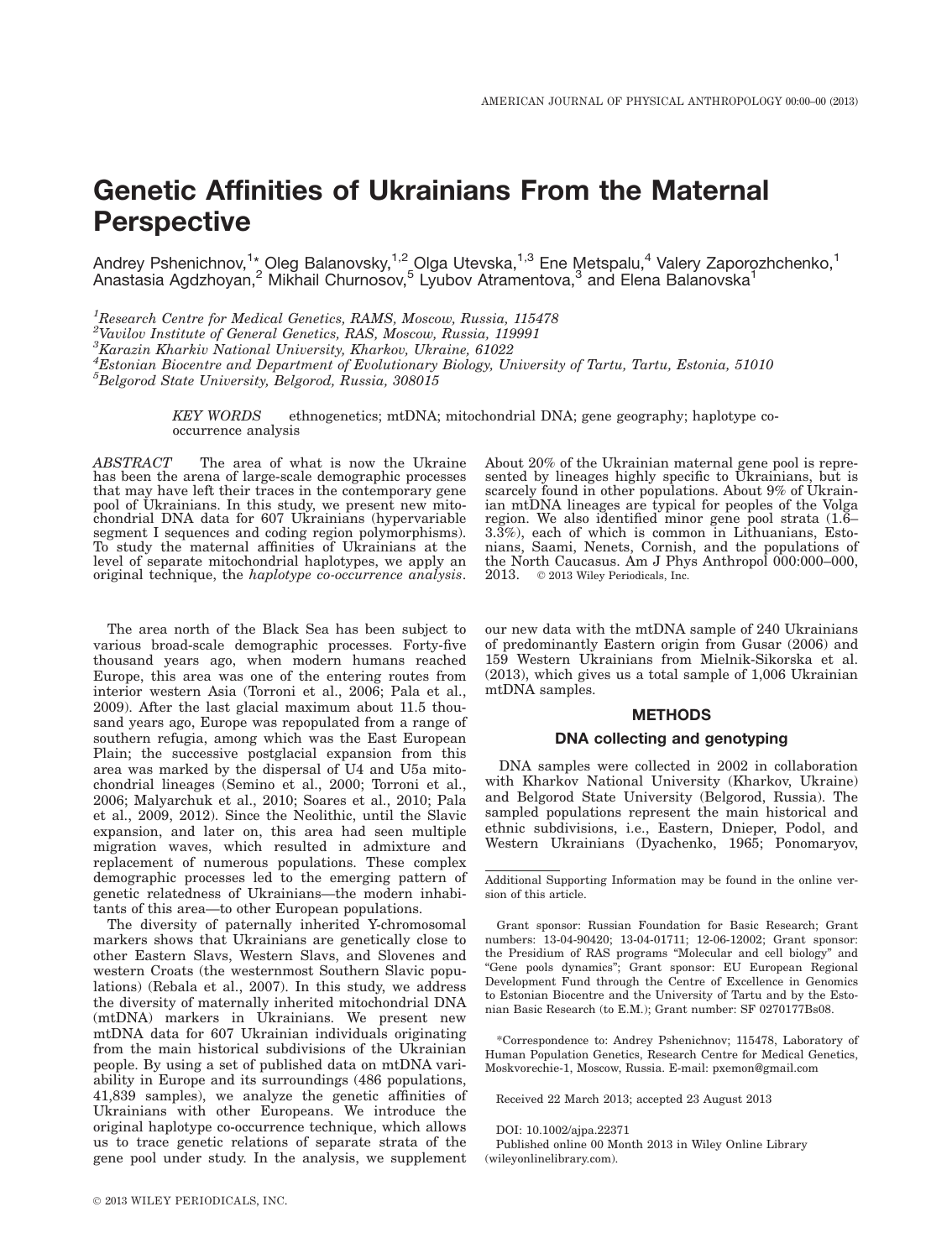# Genetic Affinities of Ukrainians From the Maternal Perspective

Andrey Pshenichnov,[1]* Oleg Balanovsky,[1,2] Olga Utevska,[1,3] Ene Metspalu,[4] Valery Zaporozhchenko,[1] Anastasia Agdzhoyan,[2] Mikhail Churnosov,[5] Lyubov Atramentova,[3] and Elena Balanovska[1]

[1]Research Centre for Medical Genetics, RAMS, Moscow, Russia, 115478

[2]Vavilov Institute of General Genetics, RAS, Moscow, Russia, 119991

[3]Karazin Kharkiv National University, Kharkov, Ukraine, 61022

[4]Estonian Biocentre and Department of Evolutionary Biology, University of Tartu, Tartu, Estonia, 51010

[5]Belgorod State University, Belgorod, Russia, 308015

*KEY WORDS* ethnogenetics; mtDNA; mitochondrial DNA; gene geography; haplotype co-occurrence analysis

*ABSTRACT* The area of what is now the Ukraine has been the arena of large-scale demographic processes that may have left their traces in the contemporary gene pool of Ukrainians. In this study, we present new mitochondrial DNA data for 607 Ukrainians (hypervariable segment I sequences and coding region polymorphisms). To study the maternal affinities of Ukrainians at the level of separate mitochondrial haplotypes, we apply an original technique, the *haplotype co-occurrence analysis*. About 20% of the Ukrainian maternal gene pool is represented by lineages highly specific to Ukrainians, but is scarcely found in other populations. About 9% of Ukrainian mtDNA lineages are typical for peoples of the Volga region. We also identified minor gene pool strata (1.6–3.3%), each of which is common in Lithuanians, Estonians, Saami, Nenets, Cornish, and the populations of the North Caucasus. Am J Phys Anthropol 000:000–000, 2013. © 2013 Wiley Periodicals, Inc.

The area north of the Black Sea has been subject to various broad-scale demographic processes. Forty-five thousand years ago, when modern humans reached Europe, this area was one of the entering routes from interior western Asia (Torroni et al., 2006; Pala et al., 2009). After the last glacial maximum about 11.5 thousand years ago, Europe was repopulated from a range of southern refugia, among which was the East European Plain; the successive postglacial expansion from this area was marked by the dispersal of U4 and U5a mitochondrial lineages (Semino et al., 2000; Torroni et al., 2006; Malyarchuk et al., 2010; Soares et al., 2010; Pala et al., 2009, 2012). Since the Neolithic, until the Slavic expansion, and later on, this area had seen multiple migration waves, which resulted in admixture and replacement of numerous populations. These complex demographic processes led to the emerging pattern of genetic relatedness of Ukrainians—the modern inhabitants of this area—to other European populations.

The diversity of paternally inherited Y-chromosomal markers shows that Ukrainians are genetically close to other Eastern Slavs, Western Slavs, and Slovenes and western Croats (the westernmost Southern Slavic populations) (Rebala et al., 2007). In this study, we address the diversity of maternally inherited mitochondrial DNA (mtDNA) markers in Ukrainians. We present new mtDNA data for 607 Ukrainian individuals originating from the main historical subdivisions of the Ukrainian people. By using a set of published data on mtDNA variability in Europe and its surroundings (486 populations, 41,839 samples), we analyze the genetic affinities of Ukrainians with other Europeans. We introduce the original haplotype co-occurrence technique, which allows us to trace genetic relations of separate strata of the gene pool under study. In the analysis, we supplement our new data with the mtDNA sample of 240 Ukrainians of predominantly Eastern origin from Gusar (2006) and 159 Western Ukrainians from Mielnik-Sikorska et al. (2013), which gives us a total sample of 1,006 Ukrainian mtDNA samples.

## METHODS

### DNA collecting and genotyping

DNA samples were collected in 2002 in collaboration with Kharkov National University (Kharkov, Ukraine) and Belgorod State University (Belgorod, Russia). The sampled populations represent the main historical and ethnic subdivisions, i.e., Eastern, Dnieper, Podol, and Western Ukrainians (Dyachenko, 1965; Ponomaryov,

Additional Supporting Information may be found in the online version of this article.

Grant sponsor: Russian Foundation for Basic Research; Grant numbers: 13-04-90420; 13-04-01711; 12-06-12002; Grant sponsor: the Presidium of RAS programs "Molecular and cell biology" and "Gene pools dynamics"; Grant sponsor: EU European Regional Development Fund through the Centre of Excellence in Genomics to Estonian Biocentre and the University of Tartu and by the Estonian Basic Research (to E.M.); Grant number: SF 0270177Bs08.

*Correspondence to: Andrey Pshenichnov; 115478, Laboratory of Human Population Genetics, Research Centre for Medical Genetics, Moskvorechie-1, Moscow, Russia. E-mail: pxemon@gmail.com

Received 22 March 2013; accepted 23 August 2013

DOI: 10.1002/ajpa.22371

Published online 00 Month 2013 in Wiley Online Library (wileyonlinelibrary.com).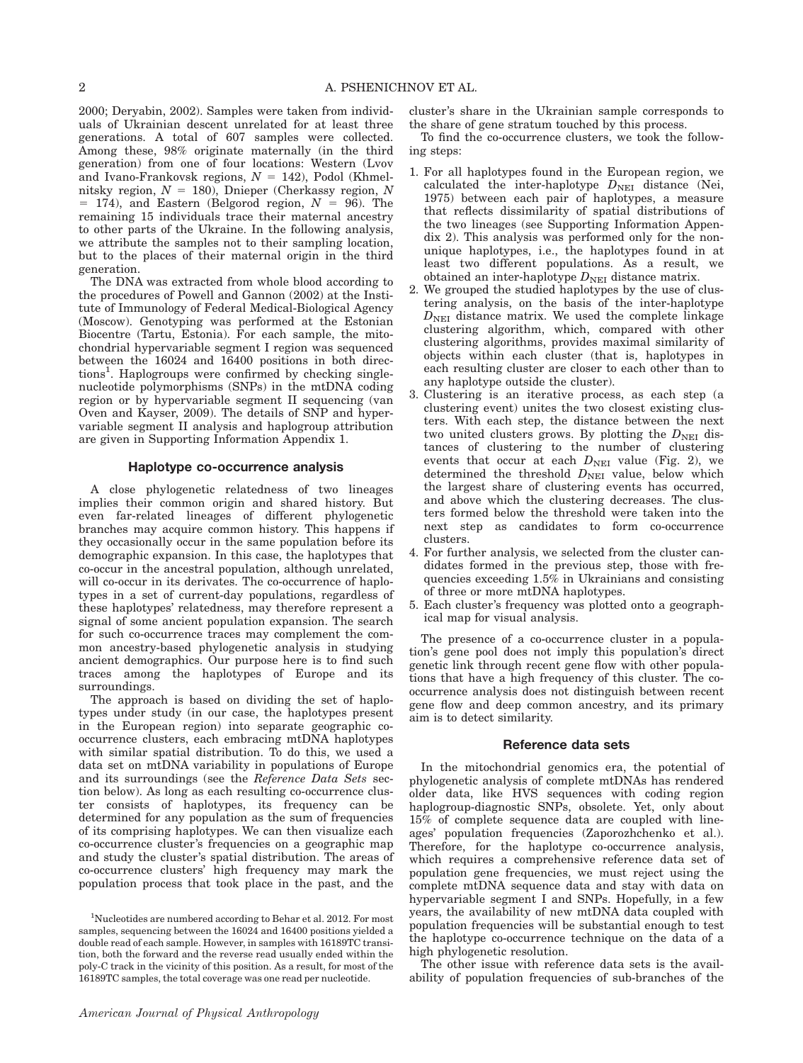2000; Deryabin, 2002). Samples were taken from individuals of Ukrainian descent unrelated for at least three generations. A total of 607 samples were collected. Among these, 98% originate maternally (in the third generation) from one of four locations: Western (Lvov and Ivano-Frankovsk regions, $N = 142$), Podol (Khmelnitsky region, $N = 180$), Dnieper (Cherkassy region, $N = 174$), and Eastern (Belgorod region, $N = 96$). The remaining 15 individuals trace their maternal ancestry to other parts of the Ukraine. In the following analysis, we attribute the samples not to their sampling location, but to the places of their maternal origin in the third generation.

The DNA was extracted from whole blood according to the procedures of Powell and Gannon (2002) at the Institute of Immunology of Federal Medical-Biological Agency (Moscow). Genotyping was performed at the Estonian Biocentre (Tartu, Estonia). For each sample, the mitochondrial hypervariable segment I region was sequenced between the 16024 and 16400 positions in both directions[1]. Haplogroups were confirmed by checking single-nucleotide polymorphisms (SNPs) in the mtDNA coding region or by hypervariable segment II sequencing (van Oven and Kayser, 2009). The details of SNP and hypervariable segment II analysis and haplogroup attribution are given in Supporting Information Appendix 1.

## Haplotype co-occurrence analysis

A close phylogenetic relatedness of two lineages implies their common origin and shared history. But even far-related lineages of different phylogenetic branches may acquire common history. This happens if they occasionally occur in the same population before its demographic expansion. In this case, the haplotypes that co-occur in the ancestral population, although unrelated, will co-occur in its derivates. The co-occurrence of haplotypes in a set of current-day populations, regardless of these haplotypes' relatedness, may therefore represent a signal of some ancient population expansion. The search for such co-occurrence traces may complement the common ancestry-based phylogenetic analysis in studying ancient demographics. Our purpose here is to find such traces among the haplotypes of Europe and its surroundings.

The approach is based on dividing the set of haplotypes under study (in our case, the haplotypes present in the European region) into separate geographic co-occurrence clusters, each embracing mtDNA haplotypes with similar spatial distribution. To do this, we used a data set on mtDNA variability in populations of Europe and its surroundings (see the *Reference Data Sets* section below). As long as each resulting co-occurrence cluster consists of haplotypes, its frequency can be determined for any population as the sum of frequencies of its comprising haplotypes. We can then visualize each co-occurrence cluster's frequencies on a geographic map and study the cluster's spatial distribution. The areas of co-occurrence clusters' high frequency may mark the population process that took place in the past, and the cluster's share in the Ukrainian sample corresponds to the share of gene stratum touched by this process.

To find the co-occurrence clusters, we took the following steps:

1. For all haplotypes found in the European region, we calculated the inter-haplotype $D_{NEI}$ distance (Nei, 1975) between each pair of haplotypes, a measure that reflects dissimilarity of spatial distributions of the two lineages (see Supporting Information Appendix 2). This analysis was performed only for the non-unique haplotypes, i.e., the haplotypes found in at least two different populations. As a result, we obtained an inter-haplotype $D_{NEI}$ distance matrix.
2. We grouped the studied haplotypes by the use of clustering analysis, on the basis of the inter-haplotype $D_{NEI}$ distance matrix. We used the complete linkage clustering algorithm, which, compared with other clustering algorithms, provides maximal similarity of objects within each cluster (that is, haplotypes in each resulting cluster are closer to each other than to any haplotype outside the cluster).
3. Clustering is an iterative process, as each step (a clustering event) unites the two closest existing clusters. With each step, the distance between the next two united clusters grows. By plotting the $D_{NEI}$ distances of clustering to the number of clustering events that occur at each $D_{NEI}$ value (Fig. 2), we determined the threshold $D_{NEI}$ value, below which the largest share of clustering events has occurred, and above which the clustering decreases. The clusters formed below the threshold were taken into the next step as candidates to form co-occurrence clusters.
4. For further analysis, we selected from the cluster candidates formed in the previous step, those with frequencies exceeding 1.5% in Ukrainians and consisting of three or more mtDNA haplotypes.
5. Each cluster's frequency was plotted onto a geographical map for visual analysis.

The presence of a co-occurrence cluster in a population's gene pool does not imply this population's direct genetic link through recent gene flow with other populations that have a high frequency of this cluster. The co-occurrence analysis does not distinguish between recent gene flow and deep common ancestry, and its primary aim is to detect similarity.

## Reference data sets

In the mitochondrial genomics era, the potential of phylogenetic analysis of complete mtDNAs has rendered older data, like HVS sequences with coding region haplogroup-diagnostic SNPs, obsolete. Yet, only about 15% of complete sequence data are coupled with lineages' population frequencies (Zaporozhchenko et al.). Therefore, for the haplotype co-occurrence analysis, which requires a comprehensive reference data set of population gene frequencies, we must reject using the complete mtDNA sequence data and stay with data on hypervariable segment I and SNPs. Hopefully, in a few years, the availability of new mtDNA data coupled with population frequencies will be substantial enough to test the haplotype co-occurrence technique on the data of a high phylogenetic resolution.

The other issue with reference data sets is the availability of population frequencies of sub-branches of the

[1]Nucleotides are numbered according to Behar et al. 2012. For most samples, sequencing between the 16024 and 16400 positions yielded a double read of each sample. However, in samples with 16189TC transition, both the forward and the reverse read usually ended within the poly-C track in the vicinity of this position. As a result, for most of the 16189TC samples, the total coverage was one read per nucleotide.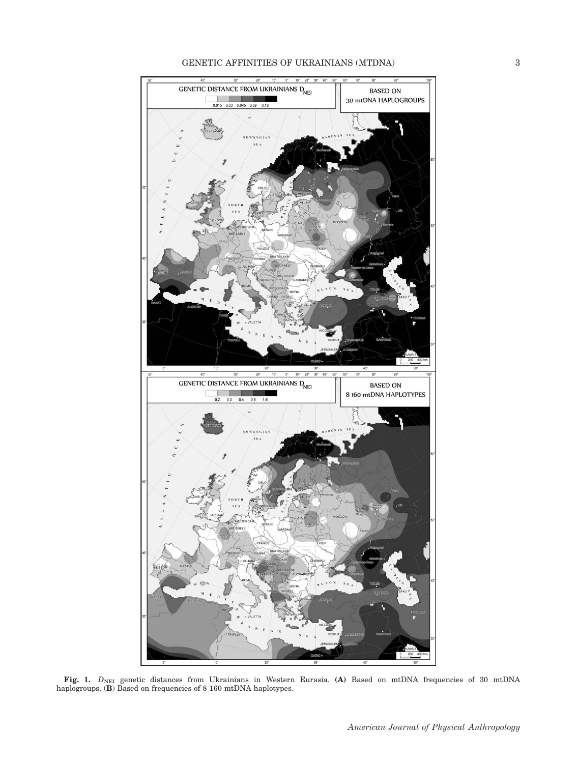**Fig. 1.** $D_{NEI}$ genetic distances from Ukrainians in Western Eurasia. **(A)** Based on mtDNA frequencies of 30 mtDNA haplogroups. (**B**) Based on frequencies of 8 160 mtDNA haplotypes.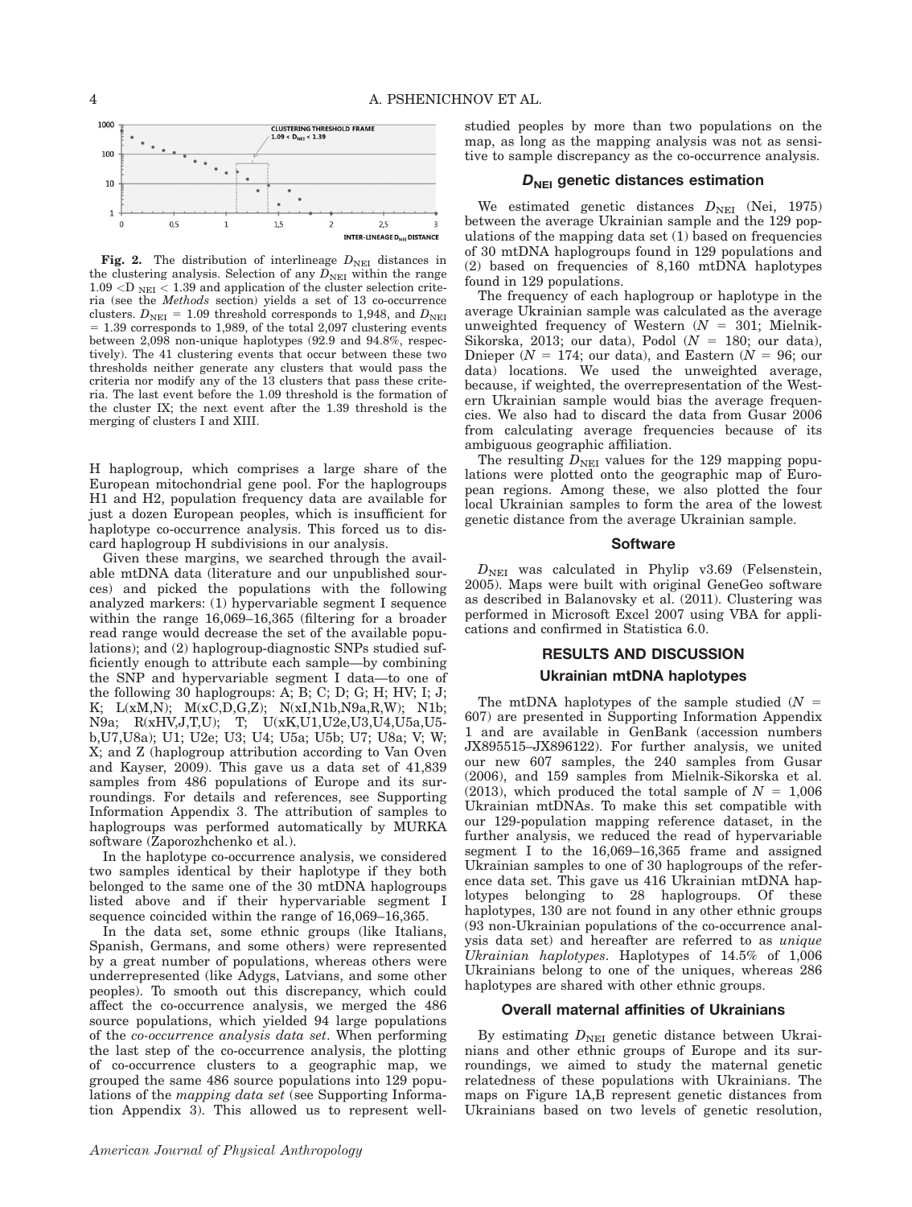**Fig. 2.** The distribution of interlineage $D_{NEI}$ distances in the clustering analysis. Selection of any $D_{NEI}$ within the range $1.09 < D_{NEI} < 1.39$ and application of the cluster selection criteria (see the *Methods* section) yields a set of 13 co-occurrence clusters. $D_{NEI}$ = 1.09 threshold corresponds to 1,948, and $D_{NEI}$ = 1.39 corresponds to 1,989, of the total 2,097 clustering events between 2,098 non-unique haplotypes (92.9 and 94.8%, respectively). The 41 clustering events that occur between these two thresholds neither generate any clusters that would pass the criteria nor modify any of the 13 clusters that pass these criteria. The last event before the 1.09 threshold is the formation of the cluster IX; the next event after the 1.39 threshold is the merging of clusters I and XIII.

H haplogroup, which comprises a large share of the European mitochondrial gene pool. For the haplogroups H1 and H2, population frequency data are available for just a dozen European peoples, which is insufficient for haplotype co-occurrence analysis. This forced us to discard haplogroup H subdivisions in our analysis.

Given these margins, we searched through the available mtDNA data (literature and our unpublished sources) and picked the populations with the following analyzed markers: (1) hypervariable segment I sequence within the range 16,069–16,365 (filtering for a broader read range would decrease the set of the available populations); and (2) haplogroup-diagnostic SNPs studied sufficiently enough to attribute each sample—by combining the SNP and hypervariable segment I data—to one of the following 30 haplogroups: A; B; C; D; G; H; HV; I; J; K; L(xM,N); M(xC,D,G,Z); N(xI,N1b,N9a,R,W); N1b; N9a; R(xHV,J,T,U); T; U(xK,U1,U2e,U3,U4,U5a,U5-b,U7,U8a); U1; U2e; U3; U4; U5a; U5b; U7; U8a; V; W; X; and Z (haplogroup attribution according to Van Oven and Kayser, 2009). This gave us a data set of 41,839 samples from 486 populations of Europe and its surroundings. For details and references, see Supporting Information Appendix 3. The attribution of samples to haplogroups was performed automatically by MURKA software (Zaporozhchenko et al.).

In the haplotype co-occurrence analysis, we considered two samples identical by their haplotype if they both belonged to the same one of the 30 mtDNA haplogroups listed above and if their hypervariable segment I sequence coincided within the range of 16,069–16,365.

In the data set, some ethnic groups (like Italians, Spanish, Germans, and some others) were represented by a great number of populations, whereas others were underrepresented (like Adygs, Latvians, and some other peoples). To smooth out this discrepancy, which could affect the co-occurrence analysis, we merged the 486 source populations, which yielded 94 large populations of the *co-occurrence analysis data set*. When performing the last step of the co-occurrence analysis, the plotting of co-occurrence clusters to a geographic map, we grouped the same 486 source populations into 129 populations of the *mapping data set* (see Supporting Information Appendix 3). This allowed us to represent well-studied peoples by more than two populations on the map, as long as the mapping analysis was not as sensitive to sample discrepancy as the co-occurrence analysis.

### $D_{NEI}$ genetic distances estimation

We estimated genetic distances $D_{NEI}$ (Nei, 1975) between the average Ukrainian sample and the 129 populations of the mapping data set (1) based on frequencies of 30 mtDNA haplogroups found in 129 populations and (2) based on frequencies of 8,160 mtDNA haplotypes found in 129 populations.

The frequency of each haplogroup or haplotype in the average Ukrainian sample was calculated as the average unweighted frequency of Western ($N$ = 301; Mielnik-Sikorska, 2013; our data), Podol ($N$ = 180; our data), Dnieper ($N$ = 174; our data), and Eastern ($N$ = 96; our data) locations. We used the unweighted average, because, if weighted, the overrepresentation of the Western Ukrainian sample would bias the average frequencies. We also had to discard the data from Gusar 2006 from calculating average frequencies because of its ambiguous geographic affiliation.

The resulting $D_{NEI}$ values for the 129 mapping populations were plotted onto the geographic map of European regions. Among these, we also plotted the four local Ukrainian samples to form the area of the lowest genetic distance from the average Ukrainian sample.

### Software

$D_{NEI}$ was calculated in Phylip v3.69 (Felsenstein, 2005). Maps were built with original GeneGeo software as described in Balanovsky et al. (2011). Clustering was performed in Microsoft Excel 2007 using VBA for applications and confirmed in Statistica 6.0.

## RESULTS AND DISCUSSION

### Ukrainian mtDNA haplotypes

The mtDNA haplotypes of the sample studied ($N$ = 607) are presented in Supporting Information Appendix 1 and are available in GenBank (accession numbers JX895515–JX896122). For further analysis, we united our new 607 samples, the 240 samples from Gusar (2006), and 159 samples from Mielnik-Sikorska et al. (2013), which produced the total sample of $N$ = 1,006 Ukrainian mtDNAs. To make this set compatible with our 129-population mapping reference dataset, in the further analysis, we reduced the read of hypervariable segment I to the 16,069–16,365 frame and assigned Ukrainian samples to one of 30 haplogroups of the reference data set. This gave us 416 Ukrainian mtDNA haplotypes belonging to 28 haplogroups. Of these haplotypes, 130 are not found in any other ethnic groups (93 non-Ukrainian populations of the co-occurrence analysis data set) and hereafter are referred to as *unique Ukrainian haplotypes*. Haplotypes of 14.5% of 1,006 Ukrainians belong to one of the uniques, whereas 286 haplotypes are shared with other ethnic groups.

### Overall maternal affinities of Ukrainians

By estimating $D_{NEI}$ genetic distance between Ukrainians and other ethnic groups of Europe and its surroundings, we aimed to study the maternal genetic relatedness of these populations with Ukrainians. The maps on Figure 1A,B represent genetic distances from Ukrainians based on two levels of genetic resolution,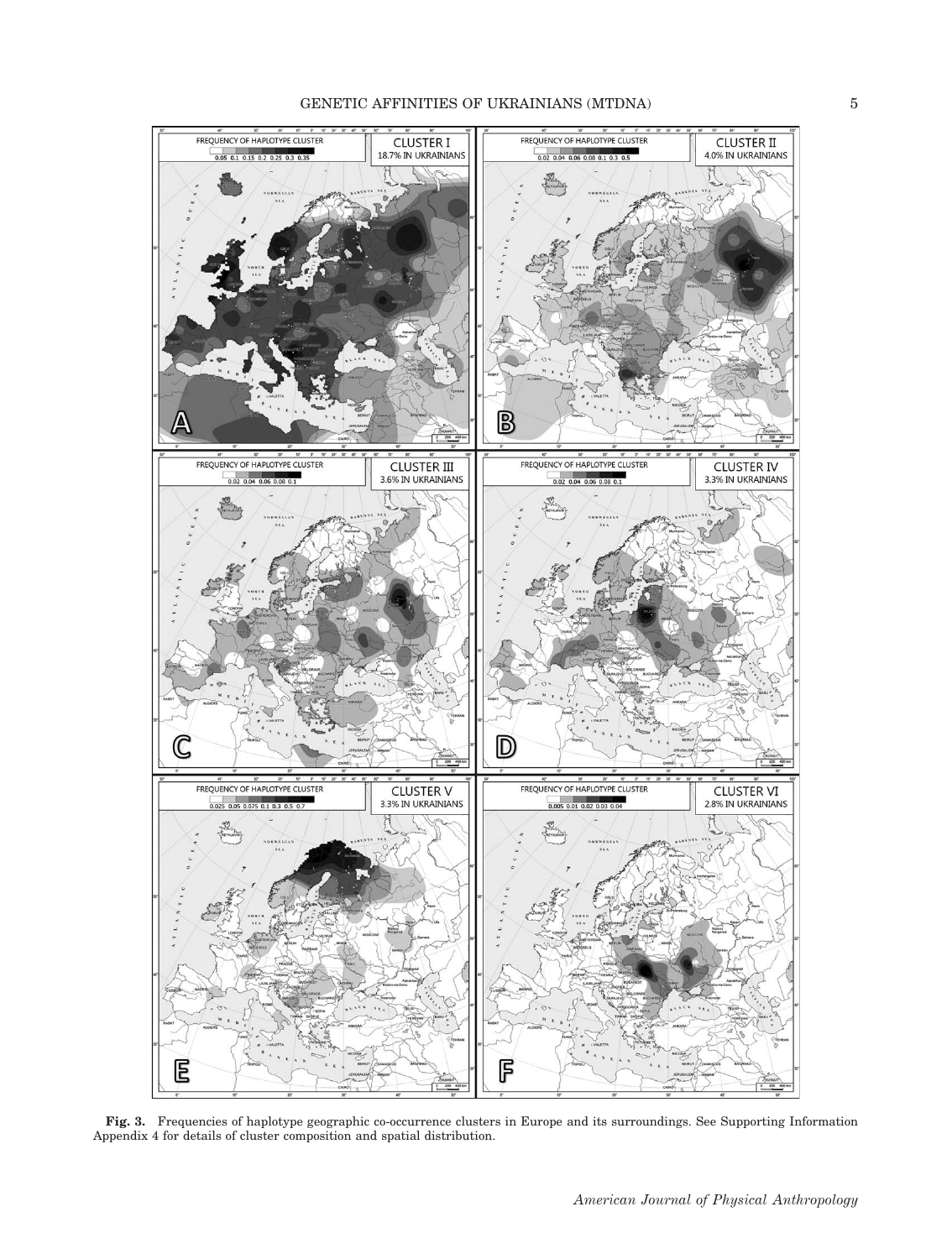**Fig. 3.** Frequencies of haplotype geographic co-occurrence clusters in Europe and its surroundings. See Supporting Information Appendix 4 for details of cluster composition and spatial distribution.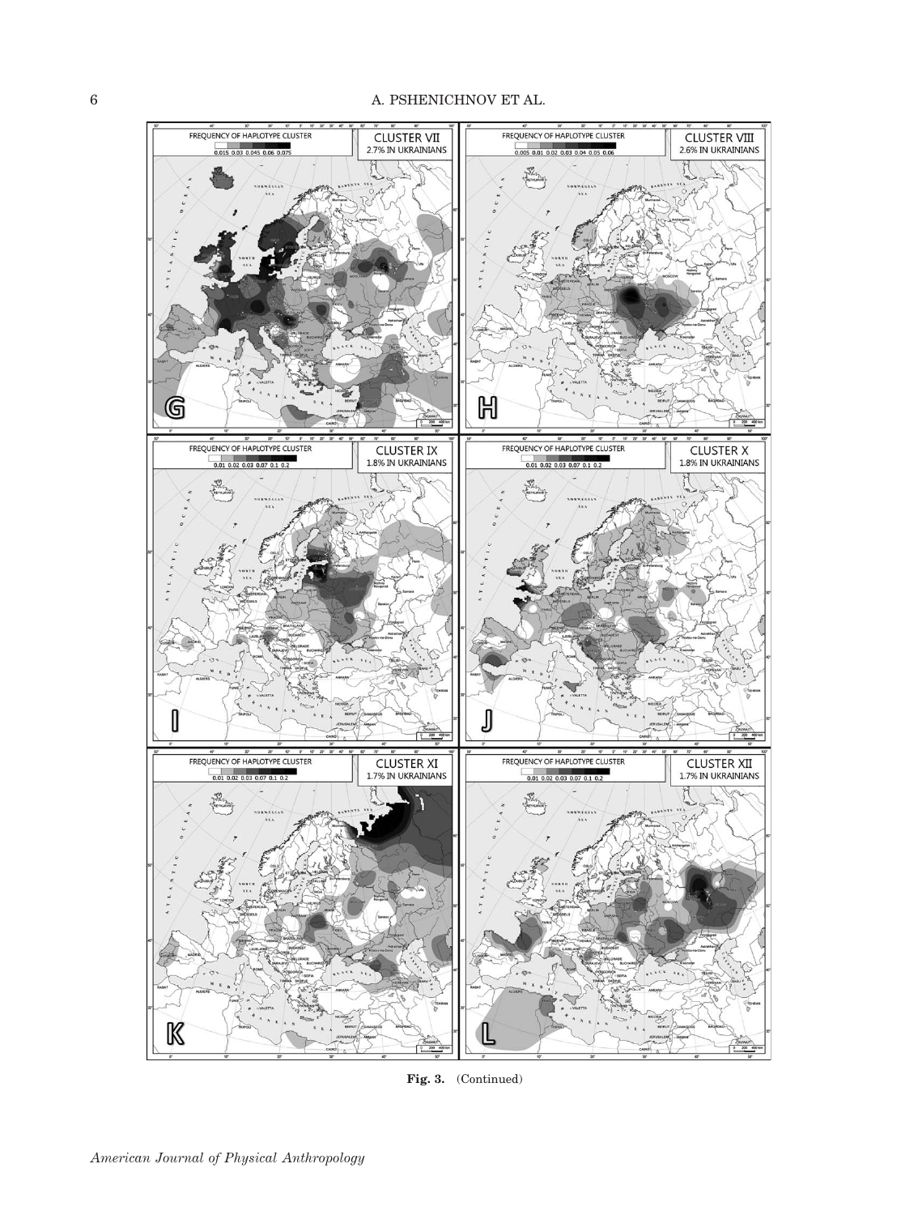Fig. 3. (Continued)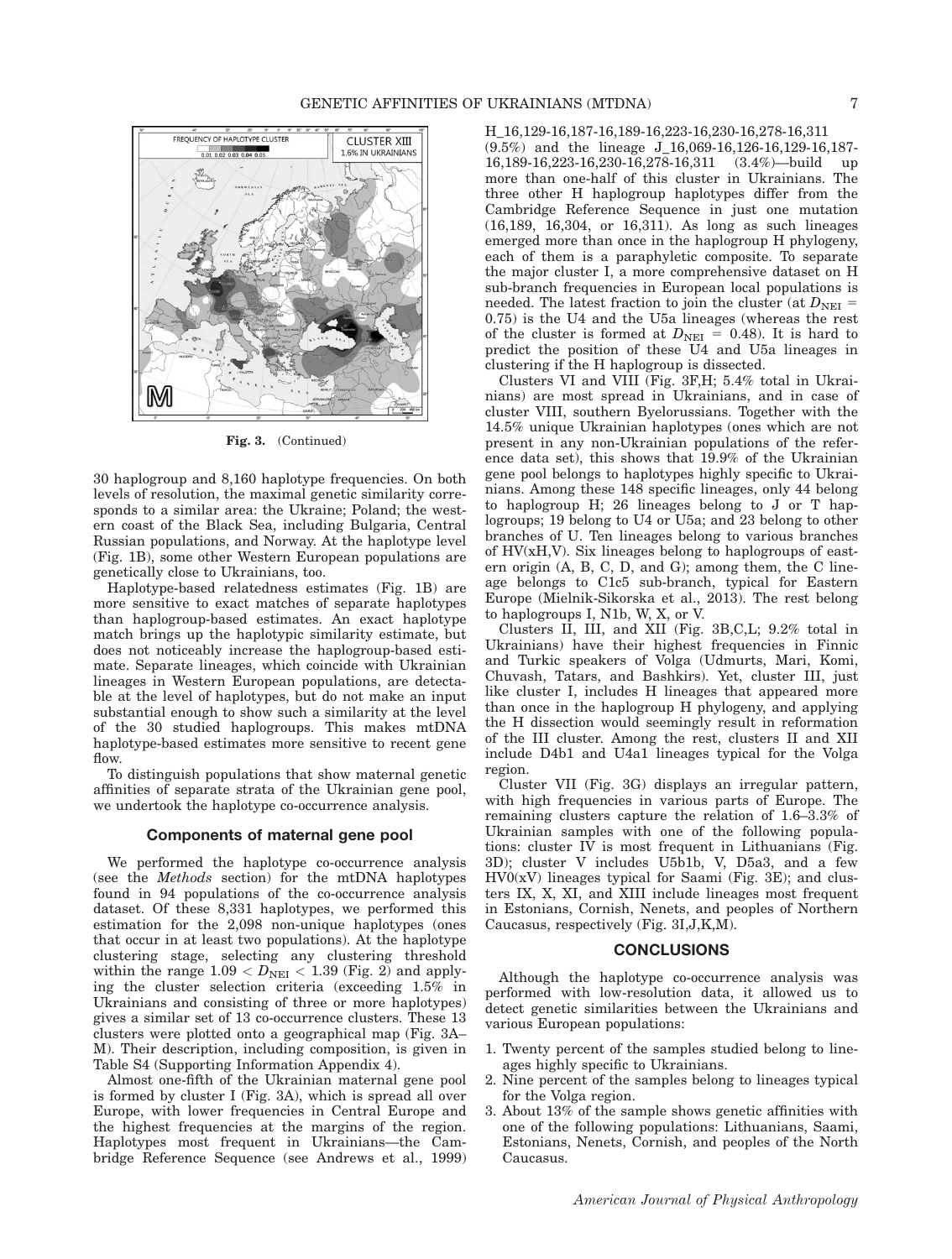Fig. 3. (Continued)

30 haplogroup and 8,160 haplotype frequencies. On both levels of resolution, the maximal genetic similarity corresponds to a similar area: the Ukraine; Poland; the western coast of the Black Sea, including Bulgaria, Central Russian populations, and Norway. At the haplotype level (Fig. 1B), some other Western European populations are genetically close to Ukrainians, too.

Haplotype-based relatedness estimates (Fig. 1B) are more sensitive to exact matches of separate haplotypes than haplogroup-based estimates. An exact haplotype match brings up the haplotypic similarity estimate, but does not noticeably increase the haplogroup-based estimate. Separate lineages, which coincide with Ukrainian lineages in Western European populations, are detectable at the level of haplotypes, but do not make an input substantial enough to show such a similarity at the level of the 30 studied haplogroups. This makes mtDNA haplotype-based estimates more sensitive to recent gene flow.

To distinguish populations that show maternal genetic affinities of separate strata of the Ukrainian gene pool, we undertook the haplotype co-occurrence analysis.

## Components of maternal gene pool

We performed the haplotype co-occurrence analysis (see the *Methods* section) for the mtDNA haplotypes found in 94 populations of the co-occurrence analysis dataset. Of these 8,331 haplotypes, we performed this estimation for the 2,098 non-unique haplotypes (ones that occur in at least two populations). At the haplotype clustering stage, selecting any clustering threshold within the range $1.09 < D_{NEI} < 1.39$ (Fig. 2) and applying the cluster selection criteria (exceeding 1.5% in Ukrainians and consisting of three or more haplotypes) gives a similar set of 13 co-occurrence clusters. These 13 clusters were plotted onto a geographical map (Fig. 3A–M). Their description, including composition, is given in Table S4 (Supporting Information Appendix 4).

Almost one-fifth of the Ukrainian maternal gene pool is formed by cluster I (Fig. 3A), which is spread all over Europe, with lower frequencies in Central Europe and the highest frequencies at the margins of the region. Haplotypes most frequent in Ukrainians—the Cambridge Reference Sequence (see Andrews et al., 1999) H_16,129-16,187-16,189-16,223-16,230-16,278-16,311 (9.5%) and the lineage J_16,069-16,126-16,129-16,187-16,189-16,223-16,230-16,278-16,311 (3.4%)—build up more than one-half of this cluster in Ukrainians. The three other H haplogroup haplotypes differ from the Cambridge Reference Sequence in just one mutation (16,189, 16,304, or 16,311). As long as such lineages emerged more than once in the haplogroup H phylogeny, each of them is a paraphyletic composite. To separate the major cluster I, a more comprehensive dataset on H sub-branch frequencies in European local populations is needed. The latest fraction to join the cluster (at $D_{NEI}$ = 0.75) is the U4 and the U5a lineages (whereas the rest of the cluster is formed at $D_{NEI}$ = 0.48). It is hard to predict the position of these U4 and U5a lineages in clustering if the H haplogroup is dissected.

Clusters VI and VIII (Fig. 3F,H; 5.4% total in Ukrainians) are most spread in Ukrainians, and in case of cluster VIII, southern Byelorussians. Together with the 14.5% unique Ukrainian haplotypes (ones which are not present in any non-Ukrainian populations of the reference data set), this shows that 19.9% of the Ukrainian gene pool belongs to haplotypes highly specific to Ukrainians. Among these 148 specific lineages, only 44 belong to haplogroup H; 26 lineages belong to J or T haplogroups; 19 belong to U4 or U5a; and 23 belong to other branches of U. Ten lineages belong to various branches of HV(xH,V). Six lineages belong to haplogroups of eastern origin (A, B, C, D, and G); among them, the C lineage belongs to C1c5 sub-branch, typical for Eastern Europe (Mielnik-Sikorska et al., 2013). The rest belong to haplogroups I, N1b, W, X, or V.

Clusters II, III, and XII (Fig. 3B,C,L; 9.2% total in Ukrainians) have their highest frequencies in Finnic and Turkic speakers of Volga (Udmurts, Mari, Komi, Chuvash, Tatars, and Bashkirs). Yet, cluster III, just like cluster I, includes H lineages that appeared more than once in the haplogroup H phylogeny, and applying the H dissection would seemingly result in reformation of the III cluster. Among the rest, clusters II and XII include D4b1 and U4a1 lineages typical for the Volga region.

Cluster VII (Fig. 3G) displays an irregular pattern, with high frequencies in various parts of Europe. The remaining clusters capture the relation of 1.6–3.3% of Ukrainian samples with one of the following populations: cluster IV is most frequent in Lithuanians (Fig. 3D); cluster V includes U5b1b, V, D5a3, and a few HV0(xV) lineages typical for Saami (Fig. 3E); and clusters IX, X, XI, and XIII include lineages most frequent in Estonians, Cornish, Nenets, and peoples of Northern Caucasus, respectively (Fig. 3I,J,K,M).

## CONCLUSIONS

Although the haplotype co-occurrence analysis was performed with low-resolution data, it allowed us to detect genetic similarities between the Ukrainians and various European populations:

1. Twenty percent of the samples studied belong to lineages highly specific to Ukrainians.
2. Nine percent of the samples belong to lineages typical for the Volga region.
3. About 13% of the sample shows genetic affinities with one of the following populations: Lithuanians, Saami, Estonians, Nenets, Cornish, and peoples of the North Caucasus.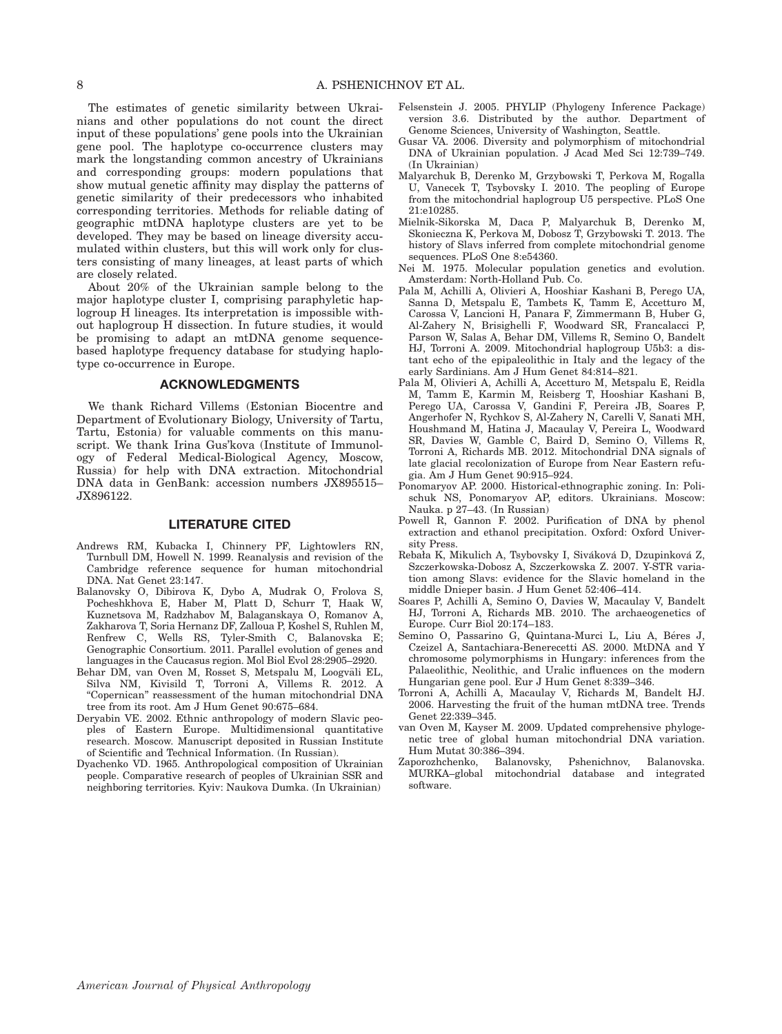The estimates of genetic similarity between Ukrainians and other populations do not count the direct input of these populations' gene pools into the Ukrainian gene pool. The haplotype co-occurrence clusters may mark the longstanding common ancestry of Ukrainians and corresponding groups: modern populations that show mutual genetic affinity may display the patterns of genetic similarity of their predecessors who inhabited corresponding territories. Methods for reliable dating of geographic mtDNA haplotype clusters are yet to be developed. They may be based on lineage diversity accumulated within clusters, but this will work only for clusters consisting of many lineages, at least parts of which are closely related.

About 20% of the Ukrainian sample belong to the major haplotype cluster I, comprising paraphyletic haplogroup H lineages. Its interpretation is impossible without haplogroup H dissection. In future studies, it would be promising to adapt an mtDNA genome sequence-based haplotype frequency database for studying haplotype co-occurrence in Europe.

## ACKNOWLEDGMENTS

We thank Richard Villems (Estonian Biocentre and Department of Evolutionary Biology, University of Tartu, Tartu, Estonia) for valuable comments on this manuscript. We thank Irina Gus'kova (Institute of Immunology of Federal Medical-Biological Agency, Moscow, Russia) for help with DNA extraction. Mitochondrial DNA data in GenBank: accession numbers JX895515–JX896122.

## LITERATURE CITED

Andrews RM, Kubacka I, Chinnery PF, Lightowlers RN, Turnbull DM, Howell N. 1999. Reanalysis and revision of the Cambridge reference sequence for human mitochondrial DNA. Nat Genet 23:147.

Balanovsky O, Dibirova K, Dybo A, Mudrak O, Frolova S, Pocheshkhova E, Haber M, Platt D, Schurr T, Haak W, Kuznetsova M, Radzhabov M, Balaganskaya O, Romanov A, Zakharova T, Soria Hernanz DF, Zalloua P, Koshel S, Ruhlen M, Renfrew C, Wells RS, Tyler-Smith C, Balanovska E; Genographic Consortium. 2011. Parallel evolution of genes and languages in the Caucasus region. Mol Biol Evol 28:2905–2920.

Behar DM, van Oven M, Rosset S, Metspalu M, Loogväli EL, Silva NM, Kivisild T, Torroni A, Villems R. 2012. A "Copernican" reassessment of the human mitochondrial DNA tree from its root. Am J Hum Genet 90:675–684.

Deryabin VE. 2002. Ethnic anthropology of modern Slavic peoples of Eastern Europe. Multidimensional quantitative research. Moscow. Manuscript deposited in Russian Institute of Scientific and Technical Information. (In Russian).

Dyachenko VD. 1965. Anthropological composition of Ukrainian people. Comparative research of peoples of Ukrainian SSR and neighboring territories. Kyiv: Naukova Dumka. (In Ukrainian)

Felsenstein J. 2005. PHYLIP (Phylogeny Inference Package) version 3.6. Distributed by the author. Department of Genome Sciences, University of Washington, Seattle.

Gusar VA. 2006. Diversity and polymorphism of mitochondrial DNA of Ukrainian population. J Acad Med Sci 12:739–749. (In Ukrainian)

Malyarchuk B, Derenko M, Grzybowski T, Perkova M, Rogalla U, Vanecek T, Tsybovsky I. 2010. The peopling of Europe from the mitochondrial haplogroup U5 perspective. PLoS One 21:e10285.

Mielnik-Sikorska M, Daca P, Malyarchuk B, Derenko M, Skonieczna K, Perkova M, Dobosz T, Grzybowski T. 2013. The history of Slavs inferred from complete mitochondrial genome sequences. PLoS One 8:e54360.

Nei M. 1975. Molecular population genetics and evolution. Amsterdam: North-Holland Pub. Co.

Pala M, Achilli A, Olivieri A, Hooshiar Kashani B, Perego UA, Sanna D, Metspalu E, Tambets K, Tamm E, Accetturo M, Carossa V, Lancioni H, Panara F, Zimmermann B, Huber G, Al-Zahery N, Brisighelli F, Woodward SR, Francalacci P, Parson W, Salas A, Behar DM, Villems R, Semino O, Bandelt HJ, Torroni A. 2009. Mitochondrial haplogroup U5b3: a distant echo of the epipaleolithic in Italy and the legacy of the early Sardinians. Am J Hum Genet 84:814–821.

Pala M, Olivieri A, Achilli A, Accetturo M, Metspalu E, Reidla M, Tamm E, Karmin M, Reisberg T, Hooshiar Kashani B, Perego UA, Carossa V, Gandini F, Pereira JB, Soares P, Angerhofer N, Rychkov S, Al-Zahery N, Carelli V, Sanati MH, Houshmand M, Hatina J, Macaulay V, Pereira L, Woodward SR, Davies W, Gamble C, Baird D, Semino O, Villems R, Torroni A, Richards MB. 2012. Mitochondrial DNA signals of late glacial recolonization of Europe from Near Eastern refugia. Am J Hum Genet 90:915–924.

Ponomaryov AP. 2000. Historical-ethnographic zoning. In: Polischuk NS, Ponomaryov AP, editors. Ukrainians. Moscow: Nauka. p 27–43. (In Russian)

Powell R, Gannon F. 2002. Purification of DNA by phenol extraction and ethanol precipitation. Oxford: Oxford University Press.

Rebała K, Mikulich A, Tsybovsky I, Siváková D, Dzupinková Z, Szczerkowska-Dobosz A, Szczerkowska Z. 2007. Y-STR variation among Slavs: evidence for the Slavic homeland in the middle Dnieper basin. J Hum Genet 52:406–414.

Soares P, Achilli A, Semino O, Davies W, Macaulay V, Bandelt HJ, Torroni A, Richards MB. 2010. The archaeogenetics of Europe. Curr Biol 20:174–183.

Semino O, Passarino G, Quintana-Murci L, Liu A, Béres J, Czeizel A, Santachiara-Benerecetti AS. 2000. MtDNA and Y chromosome polymorphisms in Hungary: inferences from the Palaeolithic, Neolithic, and Uralic influences on the modern Hungarian gene pool. Eur J Hum Genet 8:339–346.

Torroni A, Achilli A, Macaulay V, Richards M, Bandelt HJ. 2006. Harvesting the fruit of the human mtDNA tree. Trends Genet 22:339–345.

van Oven M, Kayser M. 2009. Updated comprehensive phylogenetic tree of global human mitochondrial DNA variation. Hum Mutat 30:386–394.

Zaporozhchenko, Balanovsky, Pshenichnov, Balanovska. MURKA–global mitochondrial database and integrated software.